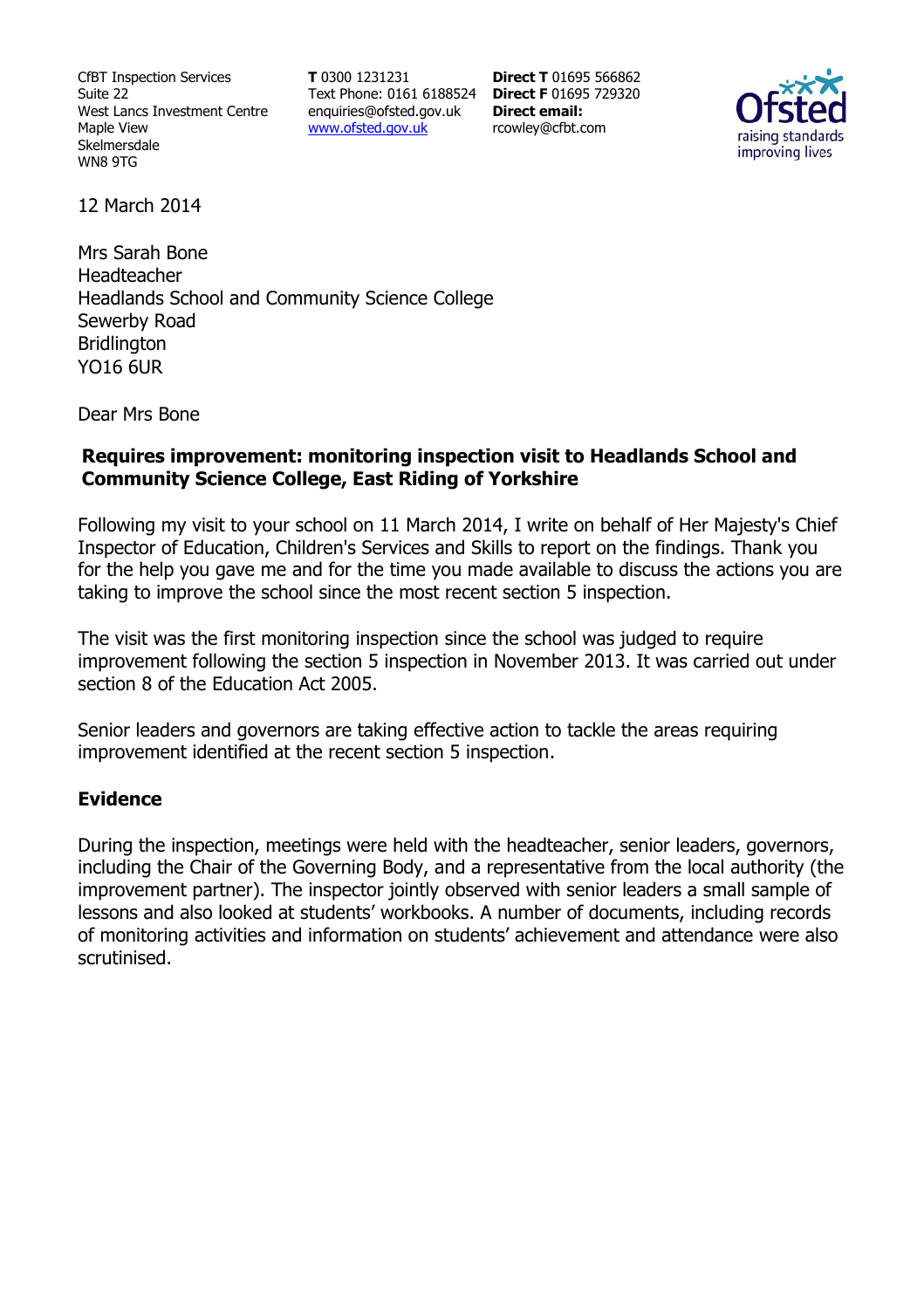CfBT Inspection Services
Suite 22
West Lancs Investment Centre
Maple View
Skelmersdale
WN8 9TG

**T** 0300 1231231
Text Phone: 0161 6188524
enquiries@ofsted.gov.uk
[www.ofsted.gov.uk](http://www.ofsted.gov.uk)

**Direct T** 01695 566862
**Direct F** 01695 729320
**Direct email:**
rcowley@cfbt.com

12 March 2014

Mrs Sarah Bone
Headteacher
Headlands School and Community Science College
Sewerby Road
Bridlington
YO16 6UR

Dear Mrs Bone

**Requires improvement: monitoring inspection visit to Headlands School and Community Science College, East Riding of Yorkshire**

Following my visit to your school on 11 March 2014, I write on behalf of Her Majesty's Chief Inspector of Education, Children's Services and Skills to report on the findings. Thank you for the help you gave me and for the time you made available to discuss the actions you are taking to improve the school since the most recent section 5 inspection.

The visit was the first monitoring inspection since the school was judged to require improvement following the section 5 inspection in November 2013. It was carried out under section 8 of the Education Act 2005.

Senior leaders and governors are taking effective action to tackle the areas requiring improvement identified at the recent section 5 inspection.

## Evidence

During the inspection, meetings were held with the headteacher, senior leaders, governors, including the Chair of the Governing Body, and a representative from the local authority (the improvement partner). The inspector jointly observed with senior leaders a small sample of lessons and also looked at students' workbooks. A number of documents, including records of monitoring activities and information on students' achievement and attendance were also scrutinised.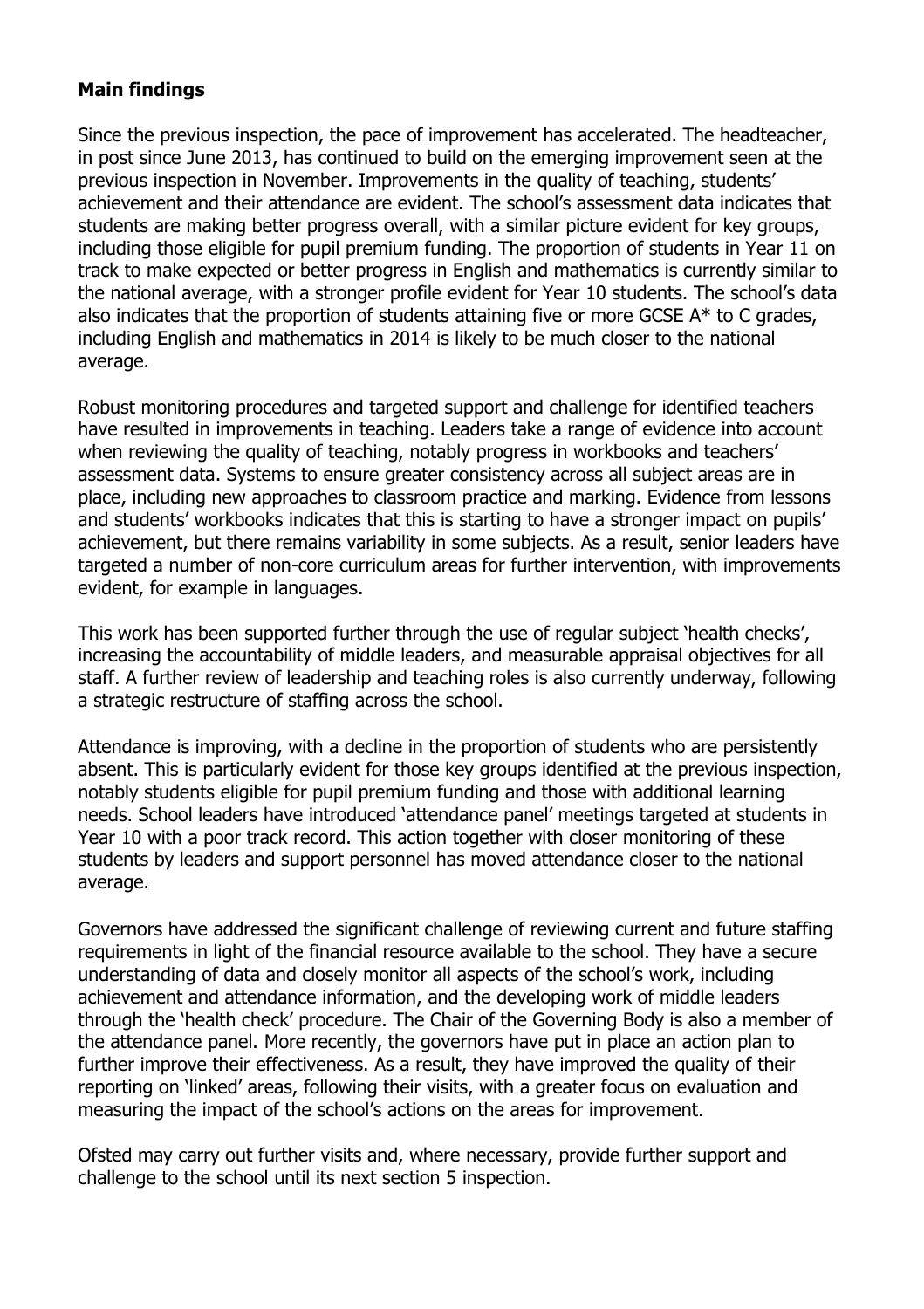## Main findings

Since the previous inspection, the pace of improvement has accelerated. The headteacher, in post since June 2013, has continued to build on the emerging improvement seen at the previous inspection in November. Improvements in the quality of teaching, students' achievement and their attendance are evident. The school's assessment data indicates that students are making better progress overall, with a similar picture evident for key groups, including those eligible for pupil premium funding. The proportion of students in Year 11 on track to make expected or better progress in English and mathematics is currently similar to the national average, with a stronger profile evident for Year 10 students. The school's data also indicates that the proportion of students attaining five or more GCSE A* to C grades, including English and mathematics in 2014 is likely to be much closer to the national average.

Robust monitoring procedures and targeted support and challenge for identified teachers have resulted in improvements in teaching. Leaders take a range of evidence into account when reviewing the quality of teaching, notably progress in workbooks and teachers' assessment data. Systems to ensure greater consistency across all subject areas are in place, including new approaches to classroom practice and marking. Evidence from lessons and students' workbooks indicates that this is starting to have a stronger impact on pupils' achievement, but there remains variability in some subjects. As a result, senior leaders have targeted a number of non-core curriculum areas for further intervention, with improvements evident, for example in languages.

This work has been supported further through the use of regular subject 'health checks', increasing the accountability of middle leaders, and measurable appraisal objectives for all staff. A further review of leadership and teaching roles is also currently underway, following a strategic restructure of staffing across the school.

Attendance is improving, with a decline in the proportion of students who are persistently absent. This is particularly evident for those key groups identified at the previous inspection, notably students eligible for pupil premium funding and those with additional learning needs. School leaders have introduced 'attendance panel' meetings targeted at students in Year 10 with a poor track record. This action together with closer monitoring of these students by leaders and support personnel has moved attendance closer to the national average.

Governors have addressed the significant challenge of reviewing current and future staffing requirements in light of the financial resource available to the school. They have a secure understanding of data and closely monitor all aspects of the school's work, including achievement and attendance information, and the developing work of middle leaders through the 'health check' procedure. The Chair of the Governing Body is also a member of the attendance panel. More recently, the governors have put in place an action plan to further improve their effectiveness. As a result, they have improved the quality of their reporting on 'linked' areas, following their visits, with a greater focus on evaluation and measuring the impact of the school's actions on the areas for improvement.

Ofsted may carry out further visits and, where necessary, provide further support and challenge to the school until its next section 5 inspection.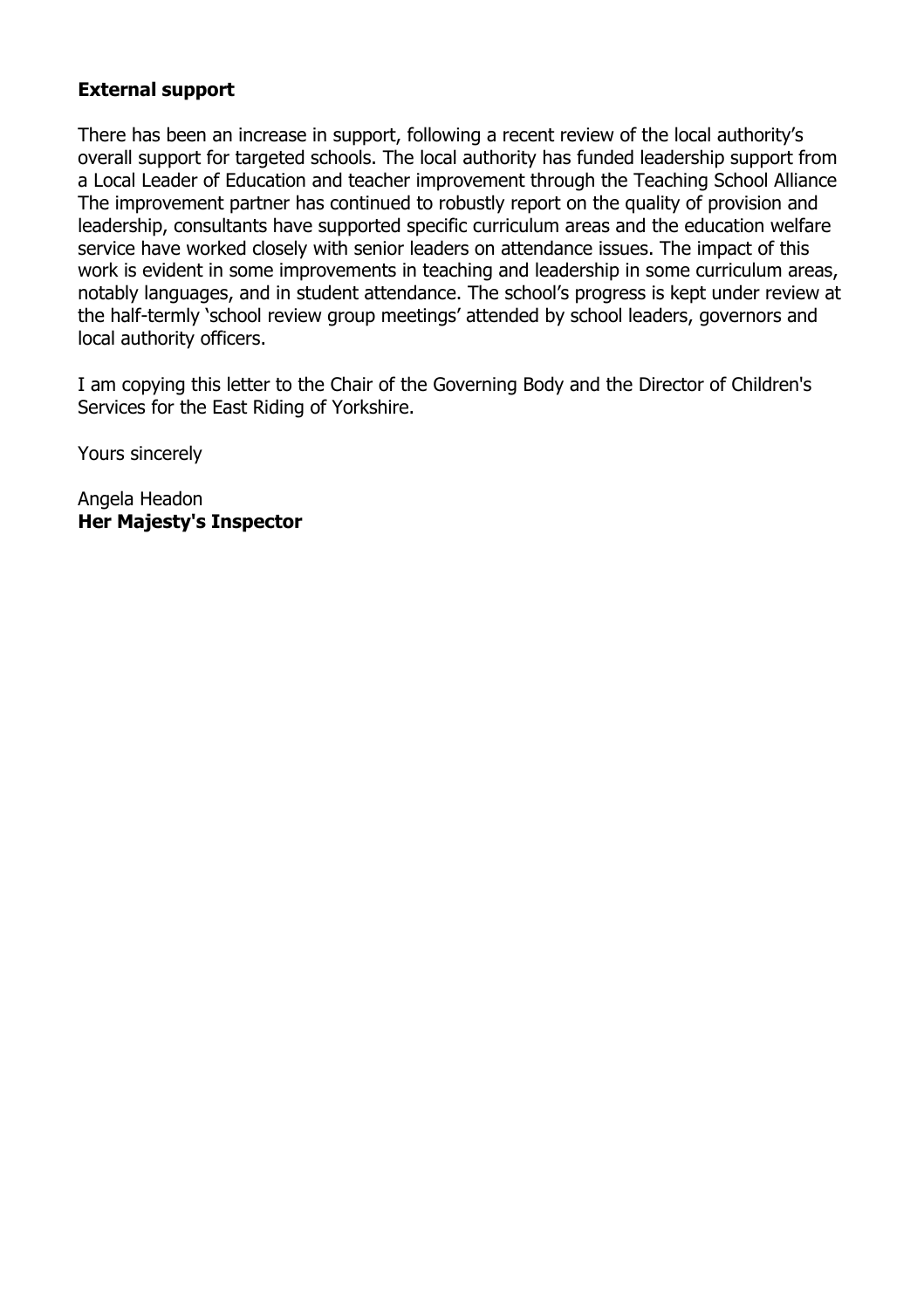**External support**

There has been an increase in support, following a recent review of the local authority's overall support for targeted schools. The local authority has funded leadership support from a Local Leader of Education and teacher improvement through the Teaching School Alliance The improvement partner has continued to robustly report on the quality of provision and leadership, consultants have supported specific curriculum areas and the education welfare service have worked closely with senior leaders on attendance issues. The impact of this work is evident in some improvements in teaching and leadership in some curriculum areas, notably languages, and in student attendance. The school's progress is kept under review at the half-termly 'school review group meetings' attended by school leaders, governors and local authority officers.

I am copying this letter to the Chair of the Governing Body and the Director of Children's Services for the East Riding of Yorkshire.

Yours sincerely

Angela Headon
**Her Majesty's Inspector**